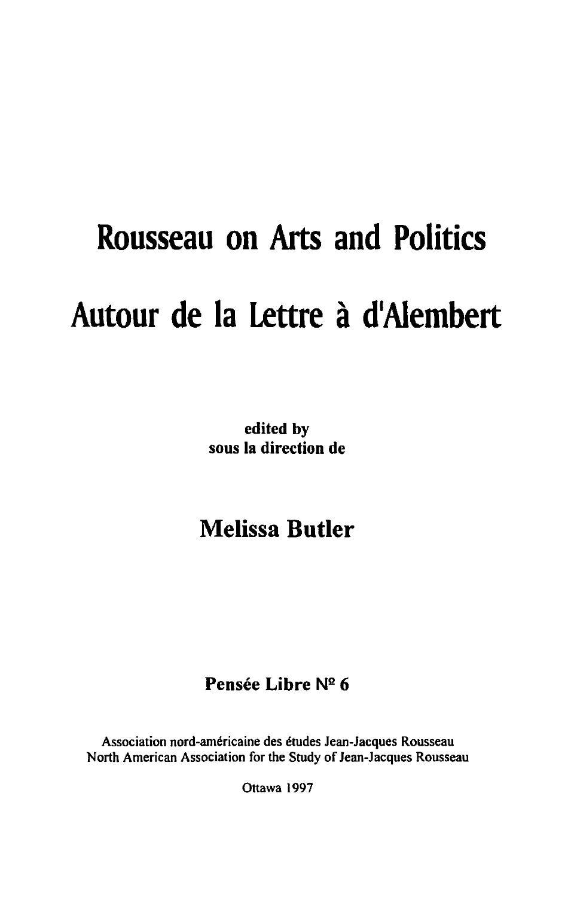# Rousseau on Arts and Politics

# Autour de la Lettre à d'Alembert

**edited by**
**sous la direction de**

## Melissa Butler

**Pensée Libre N° 6**

Association nord-américaine des études Jean-Jacques Rousseau
North American Association for the Study of Jean-Jacques Rousseau

Ottawa 1997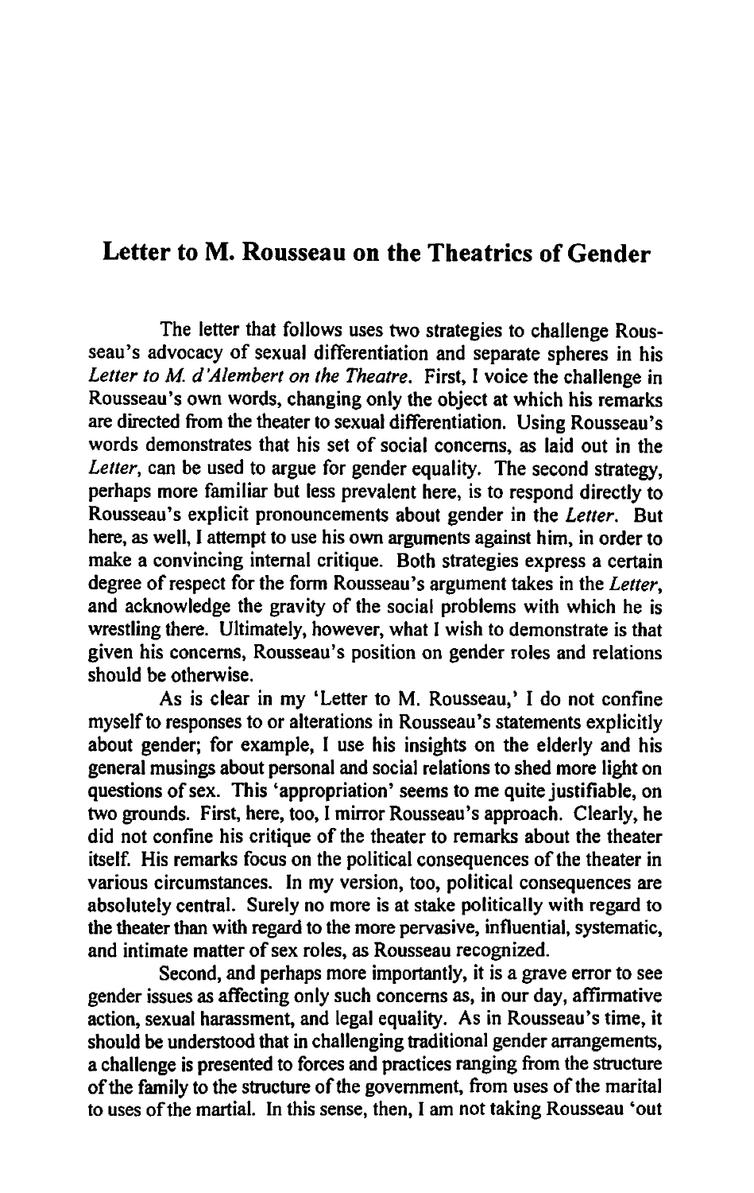## Letter to M. Rousseau on the Theatrics of Gender

The letter that follows uses two strategies to challenge Rousseau's advocacy of sexual differentiation and separate spheres in his *Letter to M. d'Alembert on the Theatre*. First, I voice the challenge in Rousseau's own words, changing only the object at which his remarks are directed from the theater to sexual differentiation. Using Rousseau's words demonstrates that his set of social concerns, as laid out in the *Letter*, can be used to argue for gender equality. The second strategy, perhaps more familiar but less prevalent here, is to respond directly to Rousseau's explicit pronouncements about gender in the *Letter*. But here, as well, I attempt to use his own arguments against him, in order to make a convincing internal critique. Both strategies express a certain degree of respect for the form Rousseau's argument takes in the *Letter*, and acknowledge the gravity of the social problems with which he is wrestling there. Ultimately, however, what I wish to demonstrate is that given his concerns, Rousseau's position on gender roles and relations should be otherwise.

As is clear in my 'Letter to M. Rousseau,' I do not confine myself to responses to or alterations in Rousseau's statements explicitly about gender; for example, I use his insights on the elderly and his general musings about personal and social relations to shed more light on questions of sex. This 'appropriation' seems to me quite justifiable, on two grounds. First, here, too, I mirror Rousseau's approach. Clearly, he did not confine his critique of the theater to remarks about the theater itself. His remarks focus on the political consequences of the theater in various circumstances. In my version, too, political consequences are absolutely central. Surely no more is at stake politically with regard to the theater than with regard to the more pervasive, influential, systematic, and intimate matter of sex roles, as Rousseau recognized.

Second, and perhaps more importantly, it is a grave error to see gender issues as affecting only such concerns as, in our day, affirmative action, sexual harassment, and legal equality. As in Rousseau's time, it should be understood that in challenging traditional gender arrangements, a challenge is presented to forces and practices ranging from the structure of the family to the structure of the government, from uses of the marital to uses of the martial. In this sense, then, I am not taking Rousseau 'out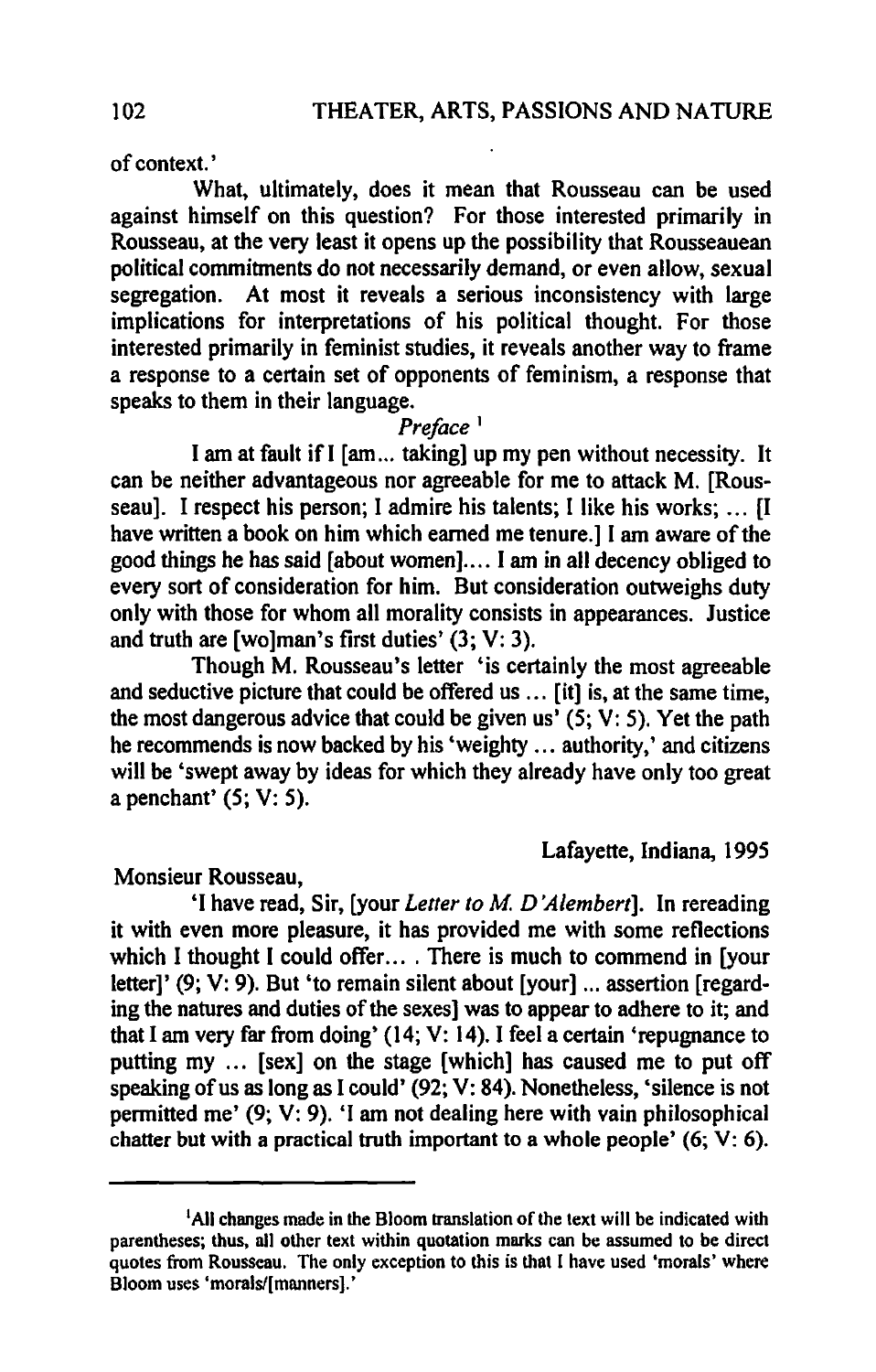of context.'

What, ultimately, does it mean that Rousseau can be used against himself on this question? For those interested primarily in Rousseau, at the very least it opens up the possibility that Rousseauean political commitments do not necessarily demand, or even allow, sexual segregation. At most it reveals a serious inconsistency with large implications for interpretations of his political thought. For those interested primarily in feminist studies, it reveals another way to frame a response to a certain set of opponents of feminism, a response that speaks to them in their language.

*Preface* [1]

I am at fault if I [am... taking] up my pen without necessity. It can be neither advantageous nor agreeable for me to attack M. [Rousseau]. I respect his person; I admire his talents; I like his works; ... [I have written a book on him which earned me tenure.] I am aware of the good things he has said [about women].... I am in all decency obliged to every sort of consideration for him. But consideration outweighs duty only with those for whom all morality consists in appearances. Justice and truth are [wo]man's first duties' (3; V: 3).

Though M. Rousseau's letter 'is certainly the most agreeable and seductive picture that could be offered us ... [it] is, at the same time, the most dangerous advice that could be given us' (5; V: 5). Yet the path he recommends is now backed by his 'weighty ... authority,' and citizens will be 'swept away by ideas for which they already have only too great a penchant' (5; V: 5).

Lafayette, Indiana, 1995

Monsieur Rousseau,

'I have read, Sir, [your *Letter to M. D'Alembert*]. In rereading it with even more pleasure, it has provided me with some reflections which I thought I could offer... . There is much to commend in [your letter]' (9; V: 9). But 'to remain silent about [your] ... assertion [regarding the natures and duties of the sexes] was to appear to adhere to it; and that I am very far from doing' (14; V: 14). I feel a certain 'repugnance to putting my ... [sex] on the stage [which] has caused me to put off speaking of us as long as I could' (92; V: 84). Nonetheless, 'silence is not permitted me' (9; V: 9). 'I am not dealing here with vain philosophical chatter but with a practical truth important to a whole people' (6; V: 6).

---

[1] All changes made in the Bloom translation of the text will be indicated with parentheses; thus, all other text within quotation marks can be assumed to be direct quotes from Rousseau. The only exception to this is that I have used 'morals' where Bloom uses 'morals/[manners].'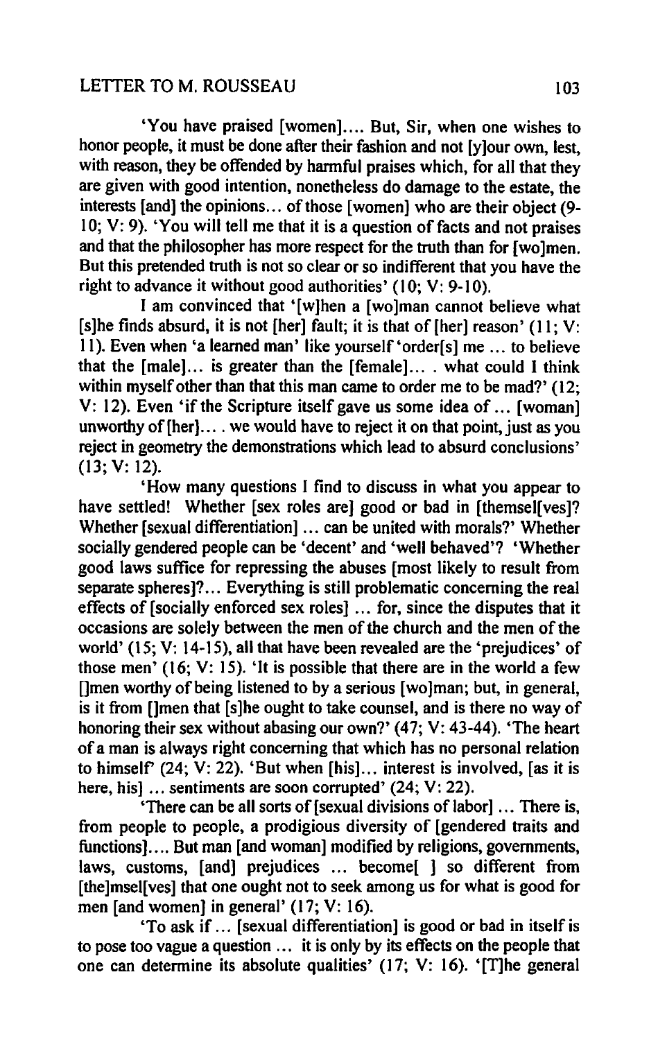'You have praised [women].... But, Sir, when one wishes to honor people, it must be done after their fashion and not [y]our own, lest, with reason, they be offended by harmful praises which, for all that they are given with good intention, nonetheless do damage to the estate, the interests [and] the opinions... of those [women] who are their object (9-10; V: 9). 'You will tell me that it is a question of facts and not praises and that the philosopher has more respect for the truth than for [wo]men. But this pretended truth is not so clear or so indifferent that you have the right to advance it without good authorities' (10; V: 9-10).

I am convinced that '[w]hen a [wo]man cannot believe what [s]he finds absurd, it is not [her] fault; it is that of [her] reason' (11; V: 11). Even when 'a learned man' like yourself 'order[s] me ... to believe that the [male]... is greater than the [female]... . what could I think within myself other than that this man came to order me to be mad?' (12; V: 12). Even 'if the Scripture itself gave us some idea of ... [woman] unworthy of [her].... we would have to reject it on that point, just as you reject in geometry the demonstrations which lead to absurd conclusions' (13; V: 12).

'How many questions I find to discuss in what you appear to have settled! Whether [sex roles are] good or bad in [themsel[ves]? Whether [sexual differentiation] ... can be united with morals?' Whether socially gendered people can be 'decent' and 'well behaved'? 'Whether good laws suffice for repressing the abuses [most likely to result from separate spheres]?... Everything is still problematic concerning the real effects of [socially enforced sex roles] ... for, since the disputes that it occasions are solely between the men of the church and the men of the world' (15; V: 14-15), all that have been revealed are the 'prejudices' of those men' (16; V: 15). 'It is possible that there are in the world a few []men worthy of being listened to by a serious [wo]man; but, in general, is it from []men that [s]he ought to take counsel, and is there no way of honoring their sex without abasing our own?' (47; V: 43-44). 'The heart of a man is always right concerning that which has no personal relation to himself' (24; V: 22). 'But when [his]... interest is involved, [as it is here, his] ... sentiments are soon corrupted' (24; V: 22).

'There can be all sorts of [sexual divisions of labor] ... There is, from people to people, a prodigious diversity of [gendered traits and functions].... But man [and woman] modified by religions, governments, laws, customs, [and] prejudices ... become[ ] so different from [the]msel[ves] that one ought not to seek among us for what is good for men [and women] in general' (17; V: 16).

'To ask if ... [sexual differentiation] is good or bad in itself is to pose too vague a question ... it is only by its effects on the people that one can determine its absolute qualities' (17; V: 16). '[T]he general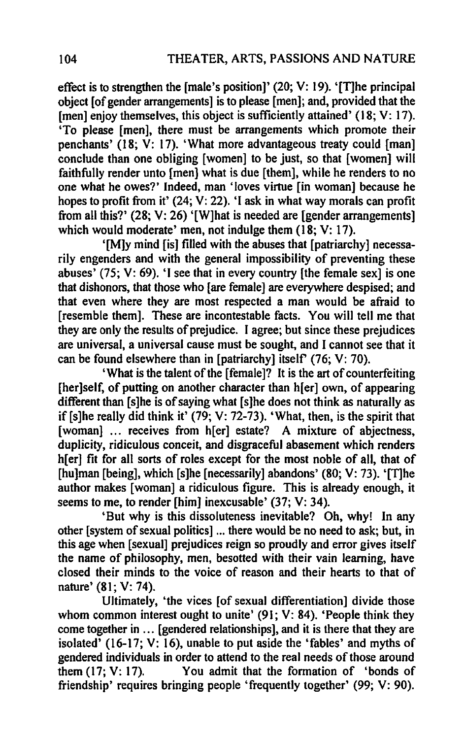effect is to strengthen the [male's position]' (20; V: 19). '[T]he principal object [of gender arrangements] is to please [men]; and, provided that the [men] enjoy themselves, this object is sufficiently attained' (18; V: 17). 'To please [men], there must be arrangements which promote their penchants' (18; V: 17). 'What more advantageous treaty could [man] conclude than one obliging [women] to be just, so that [women] will faithfully render unto [men] what is due [them], while he renders to no one what he owes?' Indeed, man 'loves virtue [in woman] because he hopes to profit from it' (24; V: 22). 'I ask in what way morals can profit from all this?' (28; V: 26) '[W]hat is needed are [gender arrangements] which would moderate' men, not indulge them (18; V: 17).

'[M]y mind [is] filled with the abuses that [patriarchy] necessarily engenders and with the general impossibility of preventing these abuses' (75; V: 69). 'I see that in every country [the female sex] is one that dishonors, that those who [are female] are everywhere despised; and that even where they are most respected a man would be afraid to [resemble them]. These are incontestable facts. You will tell me that they are only the results of prejudice. I agree; but since these prejudices are universal, a universal cause must be sought, and I cannot see that it can be found elsewhere than in [patriarchy] itself' (76; V: 70).

'What is the talent of the [female]? It is the art of counterfeiting [her]self, of putting on another character than h[er] own, of appearing different than [s]he is of saying what [s]he does not think as naturally as if [s]he really did think it' (79; V: 72-73). 'What, then, is the spirit that [woman] ... receives from h[er] estate? A mixture of abjectness, duplicity, ridiculous conceit, and disgraceful abasement which renders h[er] fit for all sorts of roles except for the most noble of all, that of [hu]man [being], which [s]he [necessarily] abandons' (80; V: 73). '[T]he author makes [woman] a ridiculous figure. This is already enough, it seems to me, to render [him] inexcusable' (37; V: 34).

'But why is this dissoluteness inevitable? Oh, why! In any other [system of sexual politics] ... there would be no need to ask; but, in this age when [sexual] prejudices reign so proudly and error gives itself the name of philosophy, men, besotted with their vain learning, have closed their minds to the voice of reason and their hearts to that of nature' (81; V: 74).

Ultimately, 'the vices [of sexual differentiation] divide those whom common interest ought to unite' (91; V: 84). 'People think they come together in ... [gendered relationships], and it is there that they are isolated' (16-17; V: 16), unable to put aside the 'fables' and myths of gendered individuals in order to attend to the real needs of those around them (17; V: 17). You admit that the formation of 'bonds of friendship' requires bringing people 'frequently together' (99; V: 90).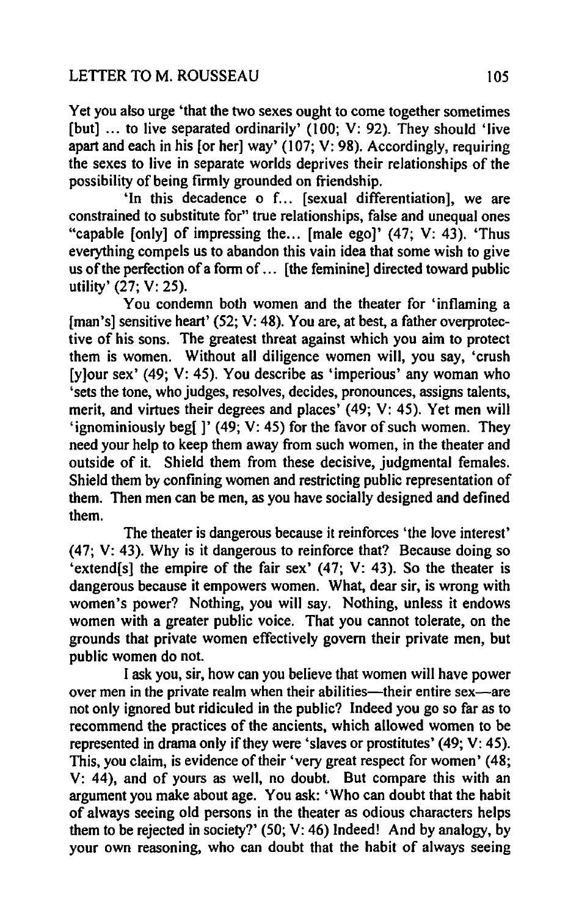Yet you also urge 'that the two sexes ought to come together sometimes [but] ... to live separated ordinarily' (100; V: 92). They should 'live apart and each in his [or her] way' (107; V: 98). Accordingly, requiring the sexes to live in separate worlds deprives their relationships of the possibility of being firmly grounded on friendship.

'In this decadence o f... [sexual differentiation], we are constrained to substitute for" true relationships, false and unequal ones "capable [only] of impressing the... [male ego]' (47; V: 43). 'Thus everything compels us to abandon this vain idea that some wish to give us of the perfection of a form of ... [the feminine] directed toward public utility' (27; V: 25).

You condemn both women and the theater for 'inflaming a [man's] sensitive heart' (52; V: 48). You are, at best, a father overprotective of his sons. The greatest threat against which you aim to protect them is women. Without all diligence women will, you say, 'crush [y]our sex' (49; V: 45). You describe as 'imperious' any woman who 'sets the tone, who judges, resolves, decides, pronounces, assigns talents, merit, and virtues their degrees and places' (49; V: 45). Yet men will 'ignominiously beg[ ]' (49; V: 45) for the favor of such women. They need your help to keep them away from such women, in the theater and outside of it. Shield them from these decisive, judgmental females. Shield them by confining women and restricting public representation of them. Then men can be men, as you have socially designed and defined them.

The theater is dangerous because it reinforces 'the love interest' (47; V: 43). Why is it dangerous to reinforce that? Because doing so 'extend[s] the empire of the fair sex' (47; V: 43). So the theater is dangerous because it empowers women. What, dear sir, is wrong with women's power? Nothing, you will say. Nothing, unless it endows women with a greater public voice. That you cannot tolerate, on the grounds that private women effectively govern their private men, but public women do not.

I ask you, sir, how can you believe that women will have power over men in the private realm when their abilities—their entire sex—are not only ignored but ridiculed in the public? Indeed you go so far as to recommend the practices of the ancients, which allowed women to be represented in drama only if they were 'slaves or prostitutes' (49; V: 45). This, you claim, is evidence of their 'very great respect for women' (48; V: 44), and of yours as well, no doubt. But compare this with an argument you make about age. You ask: 'Who can doubt that the habit of always seeing old persons in the theater as odious characters helps them to be rejected in society?' (50; V: 46) Indeed! And by analogy, by your own reasoning, who can doubt that the habit of always seeing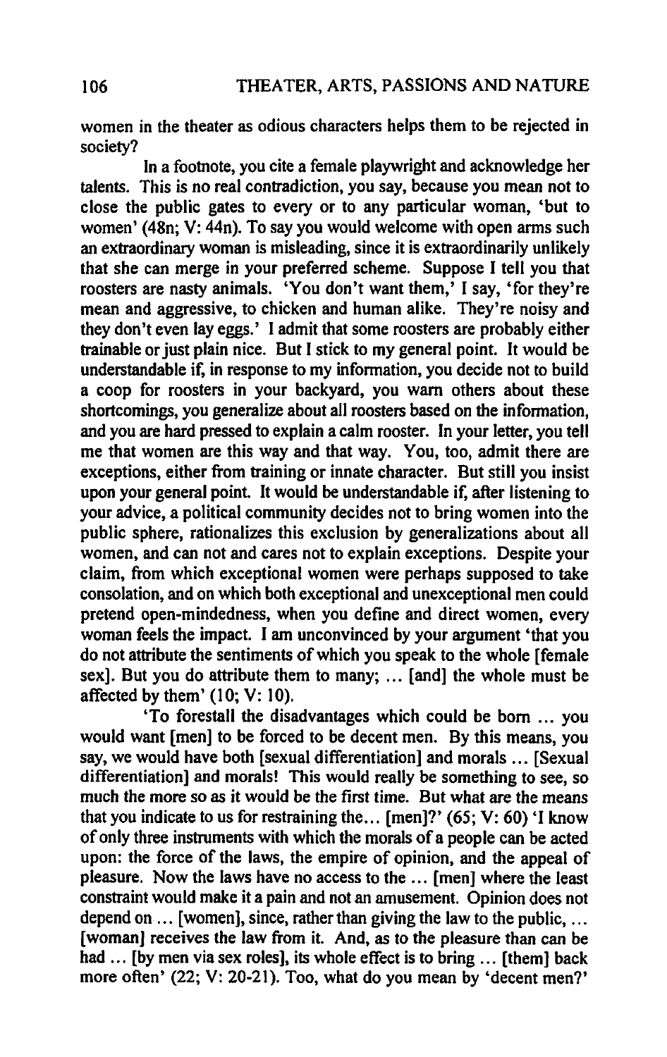women in the theater as odious characters helps them to be rejected in society?

In a footnote, you cite a female playwright and acknowledge her talents. This is no real contradiction, you say, because you mean not to close the public gates to every or to any particular woman, 'but to women' (48n; V: 44n). To say you would welcome with open arms such an extraordinary woman is misleading, since it is extraordinarily unlikely that she can merge in your preferred scheme. Suppose I tell you that roosters are nasty animals. 'You don't want them,' I say, 'for they're mean and aggressive, to chicken and human alike. They're noisy and they don't even lay eggs.' I admit that some roosters are probably either trainable or just plain nice. But I stick to my general point. It would be understandable if, in response to my information, you decide not to build a coop for roosters in your backyard, you warn others about these shortcomings, you generalize about all roosters based on the information, and you are hard pressed to explain a calm rooster. In your letter, you tell me that women are this way and that way. You, too, admit there are exceptions, either from training or innate character. But still you insist upon your general point. It would be understandable if, after listening to your advice, a political community decides not to bring women into the public sphere, rationalizes this exclusion by generalizations about all women, and can not and cares not to explain exceptions. Despite your claim, from which exceptional women were perhaps supposed to take consolation, and on which both exceptional and unexceptional men could pretend open-mindedness, when you define and direct women, every woman feels the impact. I am unconvinced by your argument 'that you do not attribute the sentiments of which you speak to the whole [female sex]. But you do attribute them to many; ... [and] the whole must be affected by them' (10; V: 10).

'To forestall the disadvantages which could be born ... you would want [men] to be forced to be decent men. By this means, you say, we would have both [sexual differentiation] and morals ... [Sexual differentiation] and morals! This would really be something to see, so much the more so as it would be the first time. But what are the means that you indicate to us for restraining the... [men]?' (65; V: 60) 'I know of only three instruments with which the morals of a people can be acted upon: the force of the laws, the empire of opinion, and the appeal of pleasure. Now the laws have no access to the ... [men] where the least constraint would make it a pain and not an amusement. Opinion does not depend on ... [women], since, rather than giving the law to the public, ... [woman] receives the law from it. And, as to the pleasure than can be had ... [by men via sex roles], its whole effect is to bring ... [them] back more often' (22; V: 20-21). Too, what do you mean by 'decent men?'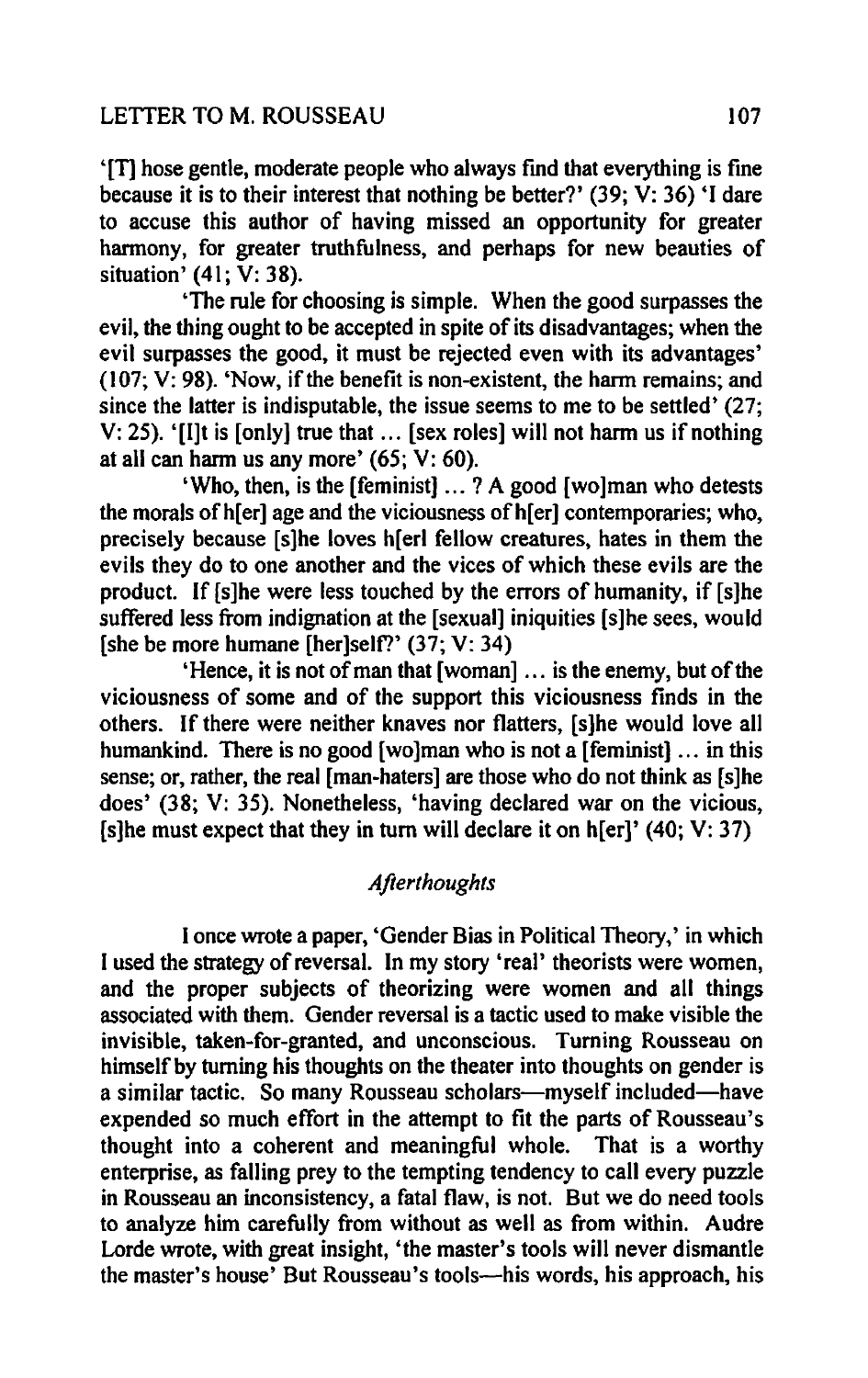'[T] hose gentle, moderate people who always find that everything is fine because it is to their interest that nothing be better?' (39; V: 36) 'I dare to accuse this author of having missed an opportunity for greater harmony, for greater truthfulness, and perhaps for new beauties of situation' (41; V: 38).

'The rule for choosing is simple. When the good surpasses the evil, the thing ought to be accepted in spite of its disadvantages; when the evil surpasses the good, it must be rejected even with its advantages' (107; V: 98). 'Now, if the benefit is non-existent, the harm remains; and since the latter is indisputable, the issue seems to me to be settled' (27; V: 25). '[I]t is [only] true that ... [sex roles] will not harm us if nothing at all can harm us any more' (65; V: 60).

'Who, then, is the [feminist] ... ? A good [wo]man who detests the morals of h[er] age and the viciousness of h[er] contemporaries; who, precisely because [s]he loves h[erl fellow creatures, hates in them the evils they do to one another and the vices of which these evils are the product. If [s]he were less touched by the errors of humanity, if [s]he suffered less from indignation at the [sexual] iniquities [s]he sees, would [she be more humane [her]self?' (37; V: 34)

'Hence, it is not of man that [woman] ... is the enemy, but of the viciousness of some and of the support this viciousness finds in the others. If there were neither knaves nor flatters, [s]he would love all humankind. There is no good [wo]man who is not a [feminist] ... in this sense; or, rather, the real [man-haters] are those who do not think as [s]he does' (38; V: 35). Nonetheless, 'having declared war on the vicious, [s]he must expect that they in turn will declare it on h[er]' (40; V: 37)

*Afterthoughts*

I once wrote a paper, 'Gender Bias in Political Theory,' in which I used the strategy of reversal. In my story 'real' theorists were women, and the proper subjects of theorizing were women and all things associated with them. Gender reversal is a tactic used to make visible the invisible, taken-for-granted, and unconscious. Turning Rousseau on himself by turning his thoughts on the theater into thoughts on gender is a similar tactic. So many Rousseau scholars—myself included—have expended so much effort in the attempt to fit the parts of Rousseau's thought into a coherent and meaningful whole. That is a worthy enterprise, as falling prey to the tempting tendency to call every puzzle in Rousseau an inconsistency, a fatal flaw, is not. But we do need tools to analyze him carefully from without as well as from within. Audre Lorde wrote, with great insight, 'the master's tools will never dismantle the master's house' But Rousseau's tools—his words, his approach, his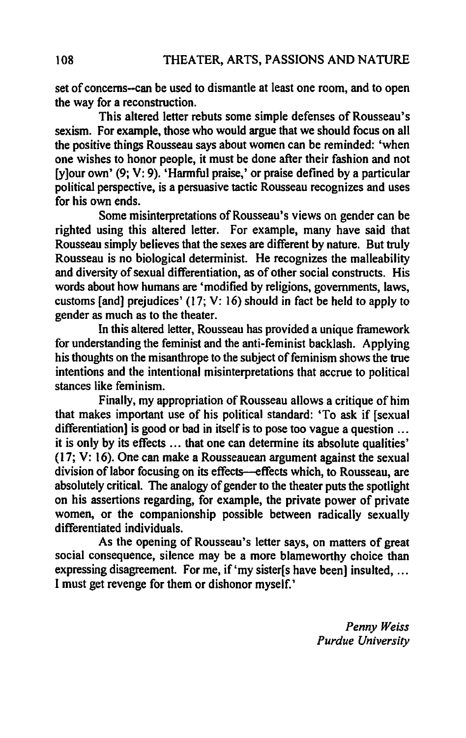set of concerns--can be used to dismantle at least one room, and to open the way for a reconstruction.

This altered letter rebuts some simple defenses of Rousseau's sexism. For example, those who would argue that we should focus on all the positive things Rousseau says about women can be reminded: 'when one wishes to honor people, it must be done after their fashion and not [y]our own' (9; V: 9). 'Harmful praise,' or praise defined by a particular political perspective, is a persuasive tactic Rousseau recognizes and uses for his own ends.

Some misinterpretations of Rousseau's views on gender can be righted using this altered letter. For example, many have said that Rousseau simply believes that the sexes are different by nature. But truly Rousseau is no biological determinist. He recognizes the malleability and diversity of sexual differentiation, as of other social constructs. His words about how humans are 'modified by religions, governments, laws, customs [and] prejudices' (17; V: 16) should in fact be held to apply to gender as much as to the theater.

In this altered letter, Rousseau has provided a unique framework for understanding the feminist and the anti-feminist backlash. Applying his thoughts on the misanthrope to the subject of feminism shows the true intentions and the intentional misinterpretations that accrue to political stances like feminism.

Finally, my appropriation of Rousseau allows a critique of him that makes important use of his political standard: 'To ask if [sexual differentiation] is good or bad in itself is to pose too vague a question ... it is only by its effects ... that one can determine its absolute qualities' (17; V: 16). One can make a Rousseauean argument against the sexual division of labor focusing on its effects—effects which, to Rousseau, are absolutely critical. The analogy of gender to the theater puts the spotlight on his assertions regarding, for example, the private power of private women, or the companionship possible between radically sexually differentiated individuals.

As the opening of Rousseau's letter says, on matters of great social consequence, silence may be a more blameworthy choice than expressing disagreement. For me, if 'my sister[s have been] insulted, ... I must get revenge for them or dishonor myself.'

*Penny Weiss*
*Purdue University*